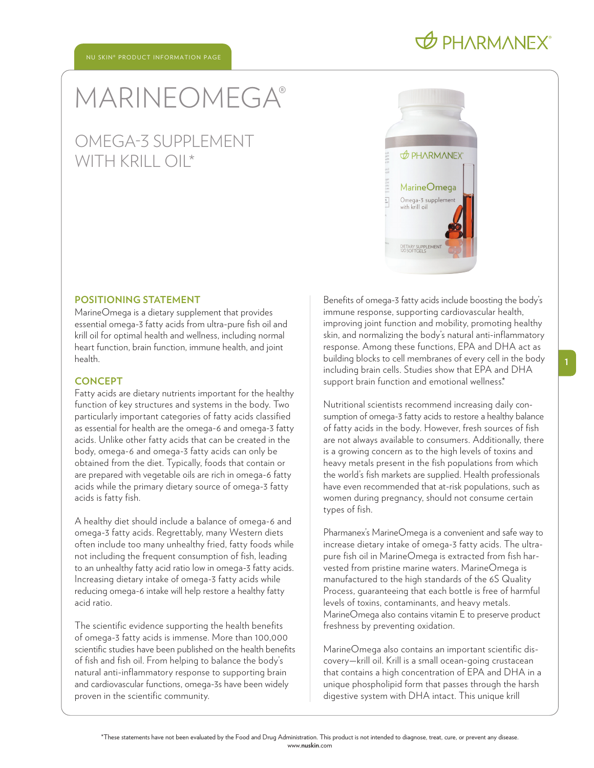NU SKIN® PRODUCT INFORMATION PAGE

PHARMANEX®

# MARINEOMEGA®

## OMEGA-3 SUPPLEMENT WITH KRILL OIL*

### POSITIONING STATEMENT

MarineOmega is a dietary supplement that provides essential omega-3 fatty acids from ultra-pure fish oil and krill oil for optimal health and wellness, including normal heart function, brain function, immune health, and joint health.

### CONCEPT

Fatty acids are dietary nutrients important for the healthy function of key structures and systems in the body. Two particularly important categories of fatty acids classified as essential for health are the omega-6 and omega-3 fatty acids. Unlike other fatty acids that can be created in the body, omega-6 and omega-3 fatty acids can only be obtained from the diet. Typically, foods that contain or are prepared with vegetable oils are rich in omega-6 fatty acids while the primary dietary source of omega-3 fatty acids is fatty fish.

A healthy diet should include a balance of omega-6 and omega-3 fatty acids. Regrettably, many Western diets often include too many unhealthy fried, fatty foods while not including the frequent consumption of fish, leading to an unhealthy fatty acid ratio low in omega-3 fatty acids. Increasing dietary intake of omega-3 fatty acids while reducing omega-6 intake will help restore a healthy fatty acid ratio.

The scientific evidence supporting the health benefits of omega-3 fatty acids is immense. More than 100,000 scientific studies have been published on the health benefits of fish and fish oil. From helping to balance the body's natural anti-inflammatory response to supporting brain and cardiovascular functions, omega-3s have been widely proven in the scientific community.

Benefits of omega-3 fatty acids include boosting the body's immune response, supporting cardiovascular health, improving joint function and mobility, promoting healthy skin, and normalizing the body's natural anti-inflammatory response. Among these functions, EPA and DHA act as building blocks to cell membranes of every cell in the body including brain cells. Studies show that EPA and DHA support brain function and emotional wellness.*

Nutritional scientists recommend increasing daily consumption of omega-3 fatty acids to restore a healthy balance of fatty acids in the body. However, fresh sources of fish are not always available to consumers. Additionally, there is a growing concern as to the high levels of toxins and heavy metals present in the fish populations from which the world's fish markets are supplied. Health professionals have even recommended that at-risk populations, such as women during pregnancy, should not consume certain types of fish.

Pharmanex's MarineOmega is a convenient and safe way to increase dietary intake of omega-3 fatty acids. The ultra-pure fish oil in MarineOmega is extracted from fish harvested from pristine marine waters. MarineOmega is manufactured to the high standards of the 6S Quality Process, guaranteeing that each bottle is free of harmful levels of toxins, contaminants, and heavy metals. MarineOmega also contains vitamin E to preserve product freshness by preventing oxidation.

MarineOmega also contains an important scientific discovery—krill oil. Krill is a small ocean-going crustacean that contains a high concentration of EPA and DHA in a unique phospholipid form that passes through the harsh digestive system with DHA intact. This unique krill

*These statements have not been evaluated by the Food and Drug Administration. This product is not intended to diagnose, treat, cure, or prevent any disease.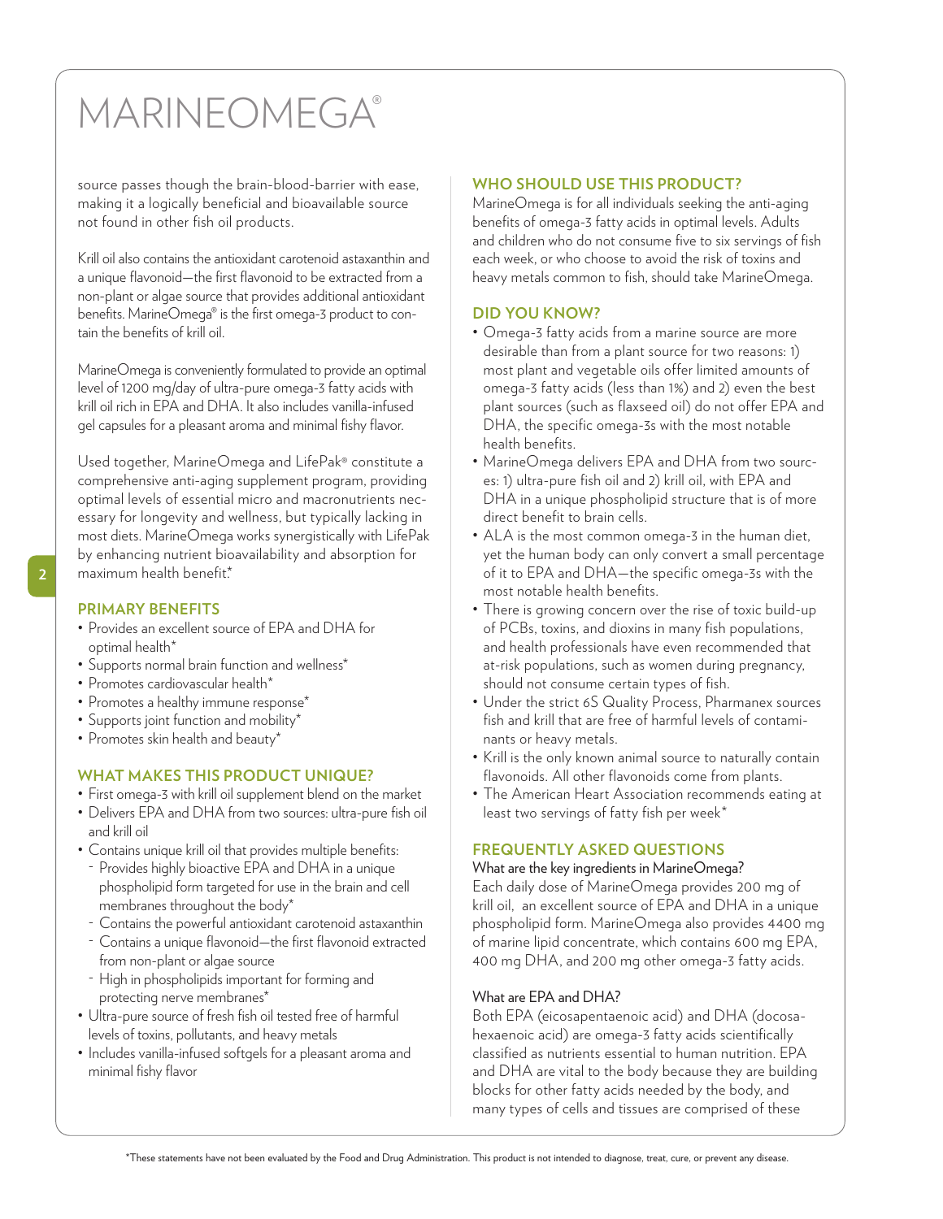# MARINEOMEGA®

source passes though the brain-blood-barrier with ease, making it a logically beneficial and bioavailable source not found in other fish oil products.

Krill oil also contains the antioxidant carotenoid astaxanthin and a unique flavonoid—the first flavonoid to be extracted from a non-plant or algae source that provides additional antioxidant benefits. MarineOmega® is the first omega-3 product to contain the benefits of krill oil.

MarineOmega is conveniently formulated to provide an optimal level of 1200 mg/day of ultra-pure omega-3 fatty acids with krill oil rich in EPA and DHA. It also includes vanilla-infused gel capsules for a pleasant aroma and minimal fishy flavor.

Used together, MarineOmega and LifePak® constitute a comprehensive anti-aging supplement program, providing optimal levels of essential micro and macronutrients necessary for longevity and wellness, but typically lacking in most diets. MarineOmega works synergistically with LifePak by enhancing nutrient bioavailability and absorption for maximum health benefit.*

## PRIMARY BENEFITS

- Provides an excellent source of EPA and DHA for optimal health*
- Supports normal brain function and wellness*
- Promotes cardiovascular health*
- Promotes a healthy immune response*
- Supports joint function and mobility*
- Promotes skin health and beauty*

## WHAT MAKES THIS PRODUCT UNIQUE?

- First omega-3 with krill oil supplement blend on the market
- Delivers EPA and DHA from two sources: ultra-pure fish oil and krill oil
- Contains unique krill oil that provides multiple benefits:
  - Provides highly bioactive EPA and DHA in a unique phospholipid form targeted for use in the brain and cell membranes throughout the body*
  - Contains the powerful antioxidant carotenoid astaxanthin
  - Contains a unique flavonoid—the first flavonoid extracted from non-plant or algae source
  - High in phospholipids important for forming and protecting nerve membranes*
- Ultra-pure source of fresh fish oil tested free of harmful levels of toxins, pollutants, and heavy metals
- Includes vanilla-infused softgels for a pleasant aroma and minimal fishy flavor

## WHO SHOULD USE THIS PRODUCT?

MarineOmega is for all individuals seeking the anti-aging benefits of omega-3 fatty acids in optimal levels. Adults and children who do not consume five to six servings of fish each week, or who choose to avoid the risk of toxins and heavy metals common to fish, should take MarineOmega.

## DID YOU KNOW?

- Omega-3 fatty acids from a marine source are more desirable than from a plant source for two reasons: 1) most plant and vegetable oils offer limited amounts of omega-3 fatty acids (less than 1%) and 2) even the best plant sources (such as flaxseed oil) do not offer EPA and DHA, the specific omega-3s with the most notable health benefits.
- MarineOmega delivers EPA and DHA from two sources: 1) ultra-pure fish oil and 2) krill oil, with EPA and DHA in a unique phospholipid structure that is of more direct benefit to brain cells.
- ALA is the most common omega-3 in the human diet, yet the human body can only convert a small percentage of it to EPA and DHA—the specific omega-3s with the most notable health benefits.
- There is growing concern over the rise of toxic build-up of PCBs, toxins, and dioxins in many fish populations, and health professionals have even recommended that at-risk populations, such as women during pregnancy, should not consume certain types of fish.
- Under the strict 6S Quality Process, Pharmanex sources fish and krill that are free of harmful levels of contaminants or heavy metals.
- Krill is the only known animal source to naturally contain flavonoids. All other flavonoids come from plants.
- The American Heart Association recommends eating at least two servings of fatty fish per week*

## FREQUENTLY ASKED QUESTIONS

### What are the key ingredients in MarineOmega?

Each daily dose of MarineOmega provides 200 mg of krill oil, an excellent source of EPA and DHA in a unique phospholipid form. MarineOmega also provides 4400 mg of marine lipid concentrate, which contains 600 mg EPA, 400 mg DHA, and 200 mg other omega-3 fatty acids.

### What are EPA and DHA?

Both EPA (eicosapentaenoic acid) and DHA (docosahexaenoic acid) are omega-3 fatty acids scientifically classified as nutrients essential to human nutrition. EPA and DHA are vital to the body because they are building blocks for other fatty acids needed by the body, and many types of cells and tissues are comprised of these

*These statements have not been evaluated by the Food and Drug Administration. This product is not intended to diagnose, treat, cure, or prevent any disease.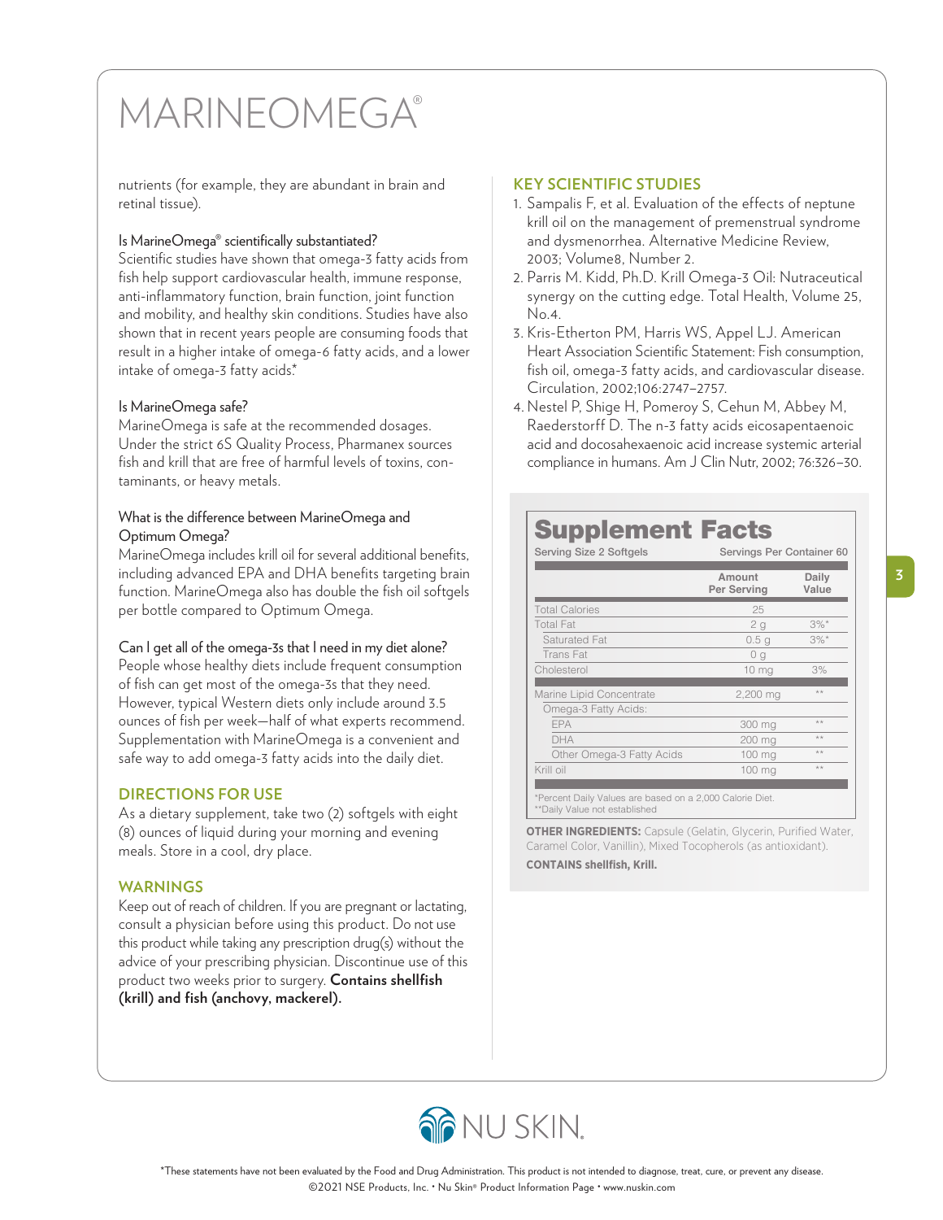# MARINEOMEGA®

nutrients (for example, they are abundant in brain and retinal tissue).

### Is MarineOmega® scientifically substantiated?

Scientific studies have shown that omega-3 fatty acids from fish help support cardiovascular health, immune response, anti-inflammatory function, brain function, joint function and mobility, and healthy skin conditions. Studies have also shown that in recent years people are consuming foods that result in a higher intake of omega-6 fatty acids, and a lower intake of omega-3 fatty acids.*

### Is MarineOmega safe?

MarineOmega is safe at the recommended dosages. Under the strict 6S Quality Process, Pharmanex sources fish and krill that are free of harmful levels of toxins, contaminants, or heavy metals.

### What is the difference between MarineOmega and Optimum Omega?

MarineOmega includes krill oil for several additional benefits, including advanced EPA and DHA benefits targeting brain function. MarineOmega also has double the fish oil softgels per bottle compared to Optimum Omega.

### Can I get all of the omega-3s that I need in my diet alone?

People whose healthy diets include frequent consumption of fish can get most of the omega-3s that they need. However, typical Western diets only include around 3.5 ounces of fish per week—half of what experts recommend. Supplementation with MarineOmega is a convenient and safe way to add omega-3 fatty acids into the daily diet.

## DIRECTIONS FOR USE

As a dietary supplement, take two (2) softgels with eight (8) ounces of liquid during your morning and evening meals. Store in a cool, dry place.

## WARNINGS

Keep out of reach of children. If you are pregnant or lactating, consult a physician before using this product. Do not use this product while taking any prescription drug(s) without the advice of your prescribing physician. Discontinue use of this product two weeks prior to surgery. **Contains shellfish (krill) and fish (anchovy, mackerel).**

## KEY SCIENTIFIC STUDIES

1. Sampalis F, et al. Evaluation of the effects of neptune krill oil on the management of premenstrual syndrome and dysmenorrhea. Alternative Medicine Review, 2003; Volume8, Number 2.
2. Parris M. Kidd, Ph.D. Krill Omega-3 Oil: Nutraceutical synergy on the cutting edge. Total Health, Volume 25, No.4.
3. Kris-Etherton PM, Harris WS, Appel LJ. American Heart Association Scientific Statement: Fish consumption, fish oil, omega-3 fatty acids, and cardiovascular disease. Circulation, 2002;106:2747–2757.
4. Nestel P, Shige H, Pomeroy S, Cehun M, Abbey M, Raederstorff D. The n-3 fatty acids eicosapentaenoic acid and docosahexaenoic acid increase systemic arterial compliance in humans. Am J Clin Nutr, 2002; 76:326–30.

## Supplement Facts

Serving Size 2 Softgels — Servings Per Container 60

| | Amount Per Serving | Daily Value |
|---|---|---|
| Total Calories | 25 | |
| Total Fat | 2 g | 3%* |
| Saturated Fat | 0.5 g | 3%* |
| Trans Fat | 0 g | |
| Cholesterol | 10 mg | 3% |
| Marine Lipid Concentrate | 2,200 mg | ** |
| Omega-3 Fatty Acids: | | |
| EPA | 300 mg | ** |
| DHA | 200 mg | ** |
| Other Omega-3 Fatty Acids | 100 mg | ** |
| Krill oil | 100 mg | ** |

*Percent Daily Values are based on a 2,000 Calorie Diet.
**Daily Value not established

**OTHER INGREDIENTS:** Capsule (Gelatin, Glycerin, Purified Water, Caramel Color, Vanillin), Mixed Tocopherols (as antioxidant).

**CONTAINS shellfish, Krill.**

NU SKIN.

*These statements have not been evaluated by the Food and Drug Administration. This product is not intended to diagnose, treat, cure, or prevent any disease.

©2021 NSE Products, Inc. • Nu Skin® Product Information Page • www.nuskin.com